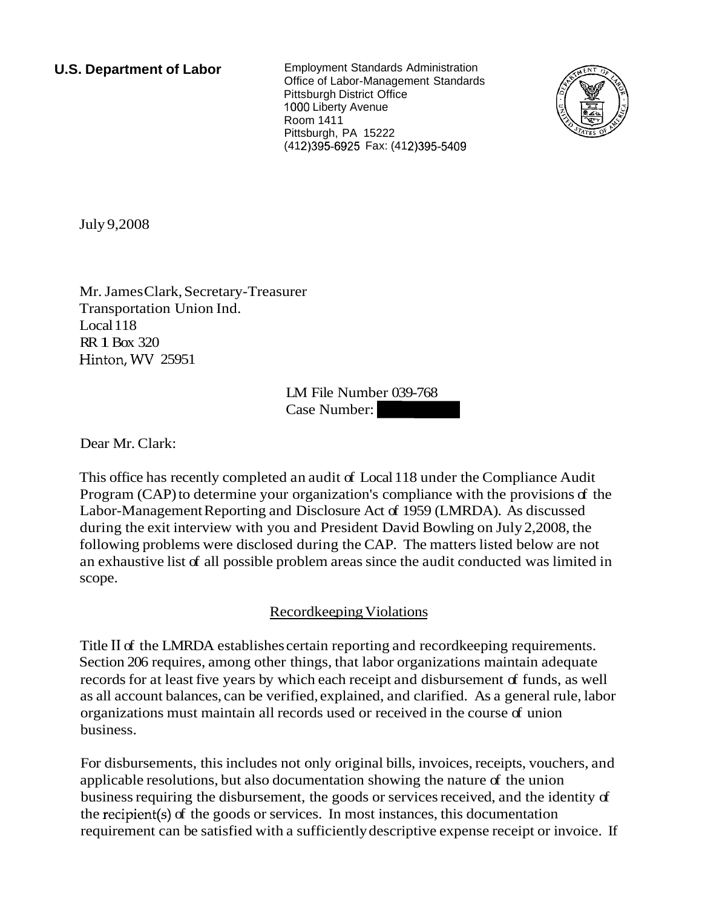**U.S. Department of Labor**

Employment Standards Administration
Office of Labor-Management Standards
Pittsburgh District Office
1000 Liberty Avenue
Room 1411
Pittsburgh, PA 15222
(412)395-6925 Fax: (412)395-5409

July 9,2008

Mr. James Clark, Secretary-Treasurer
Transportation Union Ind.
Local 118
RR 1 Box 320
Hinton, WV 25951

LM File Number 039-768
Case Number:

Dear Mr. Clark:

This office has recently completed an audit of Local 118 under the Compliance Audit Program (CAP) to determine your organization's compliance with the provisions of the Labor-Management Reporting and Disclosure Act of 1959 (LMRDA). As discussed during the exit interview with you and President David Bowling on July 2,2008, the following problems were disclosed during the CAP. The matters listed below are not an exhaustive list of all possible problem areas since the audit conducted was limited in scope.

## Recordkeeping Violations

Title II of the LMRDA establishes certain reporting and recordkeeping requirements. Section 206 requires, among other things, that labor organizations maintain adequate records for at least five years by which each receipt and disbursement of funds, as well as all account balances, can be verified, explained, and clarified. As a general rule, labor organizations must maintain all records used or received in the course of union business.

For disbursements, this includes not only original bills, invoices, receipts, vouchers, and applicable resolutions, but also documentation showing the nature of the union business requiring the disbursement, the goods or services received, and the identity of the recipient(s) of the goods or services. In most instances, this documentation requirement can be satisfied with a sufficiently descriptive expense receipt or invoice. If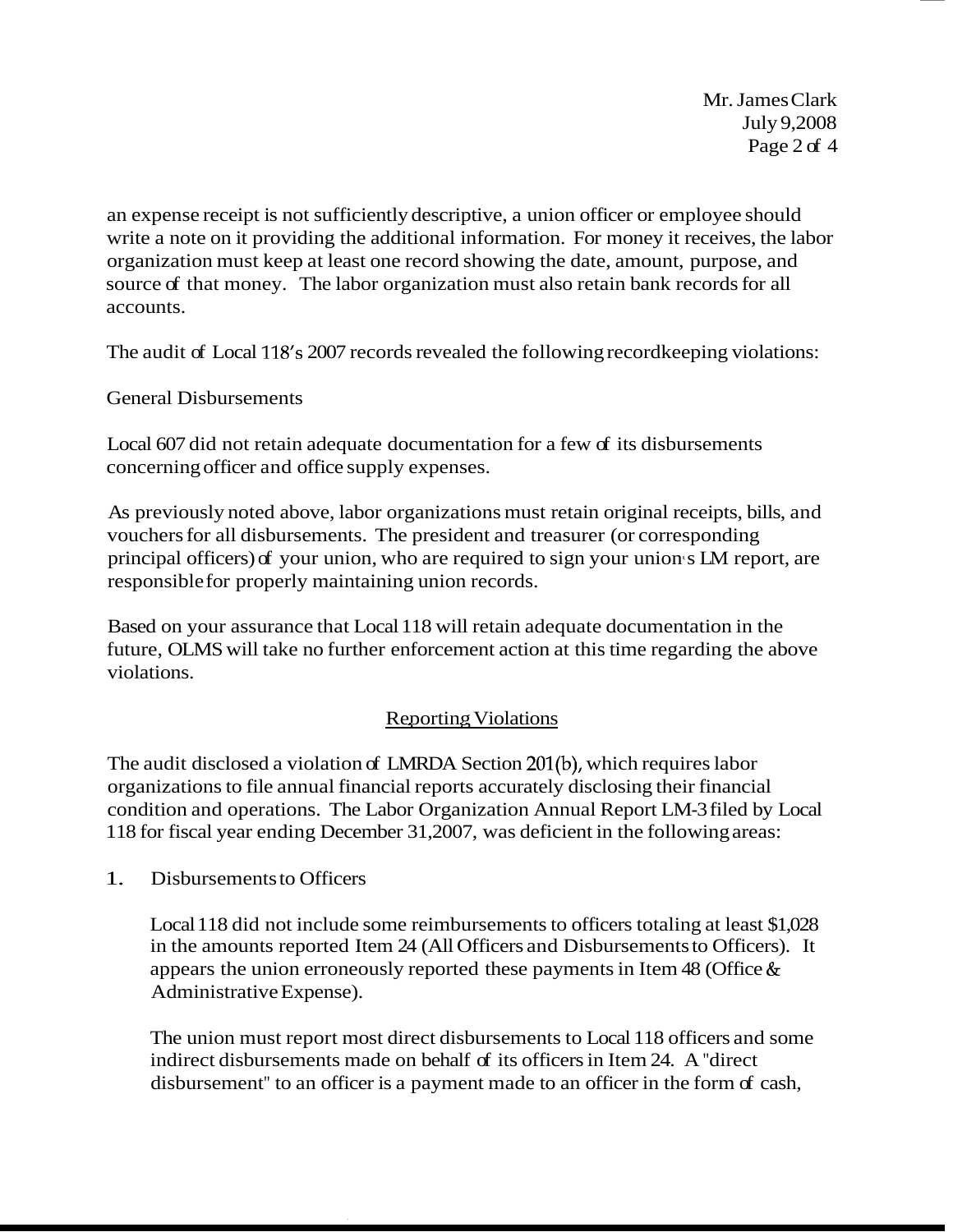an expense receipt is not sufficiently descriptive, a union officer or employee should write a note on it providing the additional information. For money it receives, the labor organization must keep at least one record showing the date, amount, purpose, and source of that money. The labor organization must also retain bank records for all accounts.

The audit of Local 118's 2007 records revealed the following recordkeeping violations:

General Disbursements

Local 607 did not retain adequate documentation for a few of its disbursements concerning officer and office supply expenses.

As previously noted above, labor organizations must retain original receipts, bills, and vouchers for all disbursements. The president and treasurer (or corresponding principal officers) of your union, who are required to sign your union's LM report, are responsible for properly maintaining union records.

Based on your assurance that Local 118 will retain adequate documentation in the future, OLMS will take no further enforcement action at this time regarding the above violations.

## Reporting Violations

The audit disclosed a violation of LMRDA Section 201(b), which requires labor organizations to file annual financial reports accurately disclosing their financial condition and operations. The Labor Organization Annual Report LM-3 filed by Local 118 for fiscal year ending December 31, 2007, was deficient in the following areas:

1. Disbursements to Officers

   Local 118 did not include some reimbursements to officers totaling at least $1,028 in the amounts reported Item 24 (All Officers and Disbursements to Officers). It appears the union erroneously reported these payments in Item 48 (Office & Administrative Expense).

   The union must report most direct disbursements to Local 118 officers and some indirect disbursements made on behalf of its officers in Item 24. A "direct disbursement" to an officer is a payment made to an officer in the form of cash,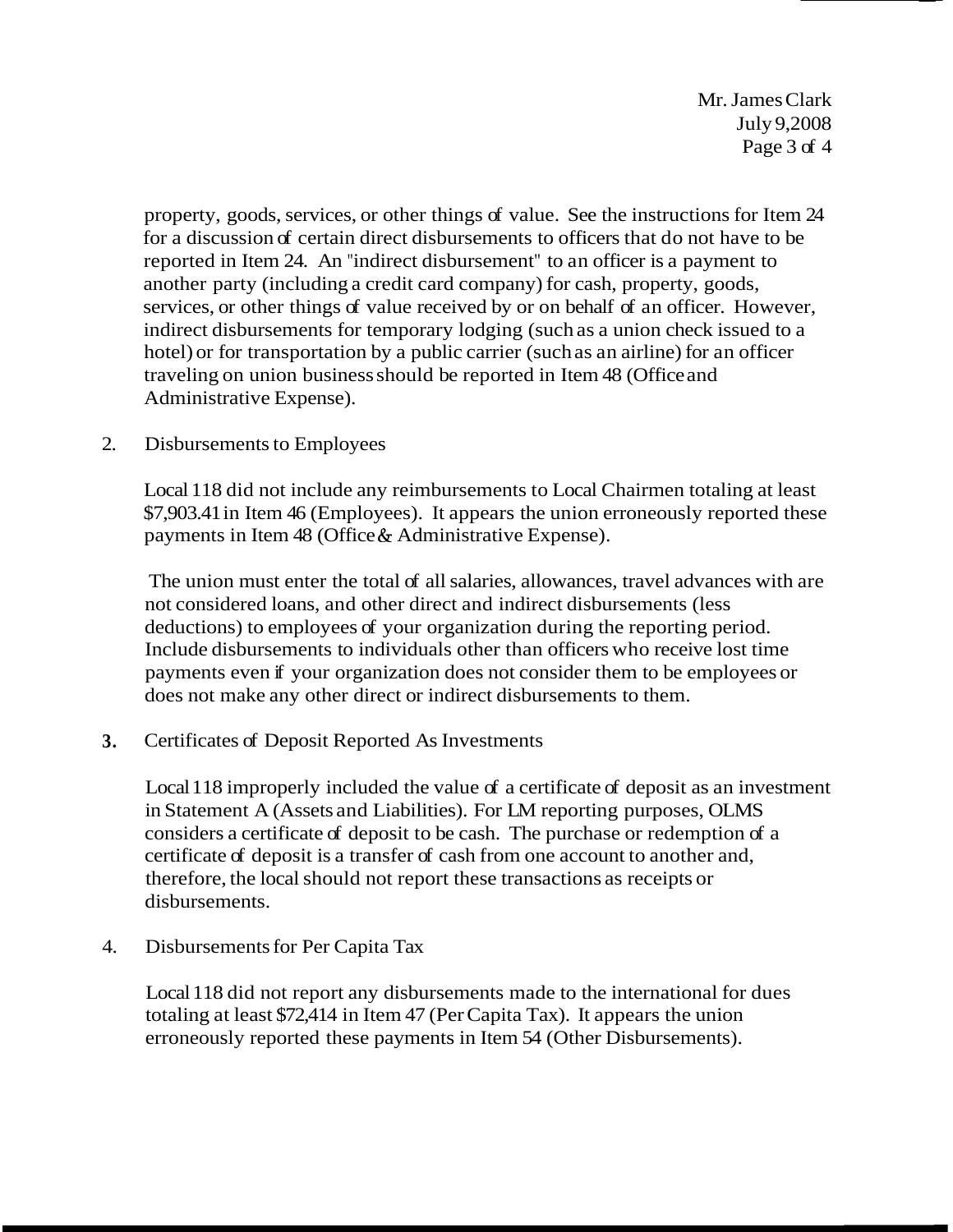property, goods, services, or other things of value. See the instructions for Item 24 for a discussion of certain direct disbursements to officers that do not have to be reported in Item 24. An "indirect disbursement" to an officer is a payment to another party (including a credit card company) for cash, property, goods, services, or other things of value received by or on behalf of an officer. However, indirect disbursements for temporary lodging (such as a union check issued to a hotel) or for transportation by a public carrier (such as an airline) for an officer traveling on union business should be reported in Item 48 (Office and Administrative Expense).

2. Disbursements to Employees

   Local 118 did not include any reimbursements to Local Chairmen totaling at least $7,903.41 in Item 46 (Employees). It appears the union erroneously reported these payments in Item 48 (Office & Administrative Expense).

   The union must enter the total of all salaries, allowances, travel advances with are not considered loans, and other direct and indirect disbursements (less deductions) to employees of your organization during the reporting period. Include disbursements to individuals other than officers who receive lost time payments even if your organization does not consider them to be employees or does not make any other direct or indirect disbursements to them.

3. Certificates of Deposit Reported As Investments

   Local 118 improperly included the value of a certificate of deposit as an investment in Statement A (Assets and Liabilities). For LM reporting purposes, OLMS considers a certificate of deposit to be cash. The purchase or redemption of a certificate of deposit is a transfer of cash from one account to another and, therefore, the local should not report these transactions as receipts or disbursements.

4. Disbursements for Per Capita Tax

   Local 118 did not report any disbursements made to the international for dues totaling at least $72,414 in Item 47 (Per Capita Tax). It appears the union erroneously reported these payments in Item 54 (Other Disbursements).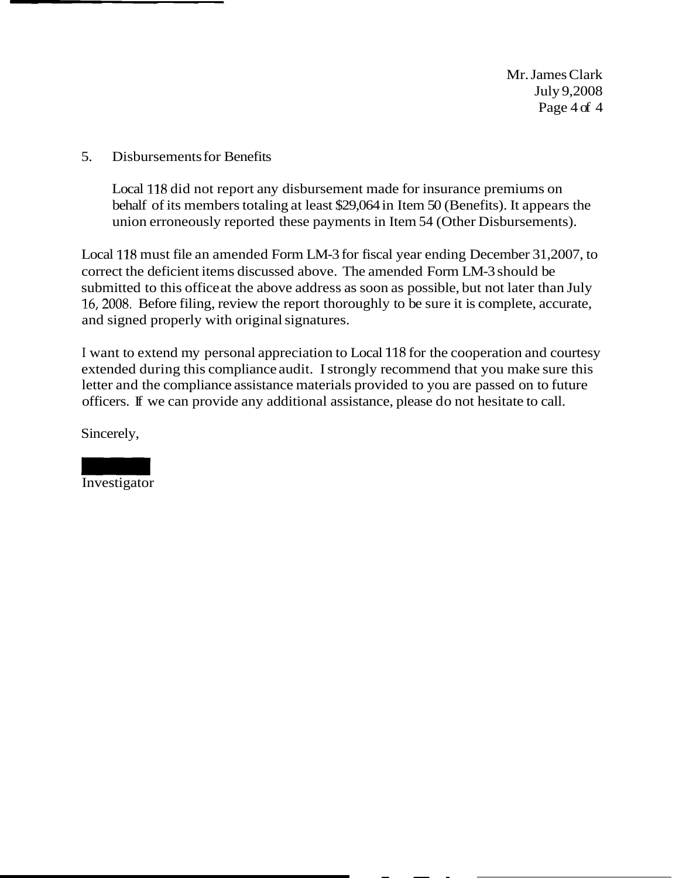5. Disbursements for Benefits

   Local 118 did not report any disbursement made for insurance premiums on behalf of its members totaling at least $29,064 in Item 50 (Benefits). It appears the union erroneously reported these payments in Item 54 (Other Disbursements).

Local 118 must file an amended Form LM-3 for fiscal year ending December 31, 2007, to correct the deficient items discussed above. The amended Form LM-3 should be submitted to this office at the above address as soon as possible, but not later than July 16, 2008. Before filing, review the report thoroughly to be sure it is complete, accurate, and signed properly with original signatures.

I want to extend my personal appreciation to Local 118 for the cooperation and courtesy extended during this compliance audit. I strongly recommend that you make sure this letter and the compliance assistance materials provided to you are passed on to future officers. If we can provide any additional assistance, please do not hesitate to call.

Sincerely,

Investigator